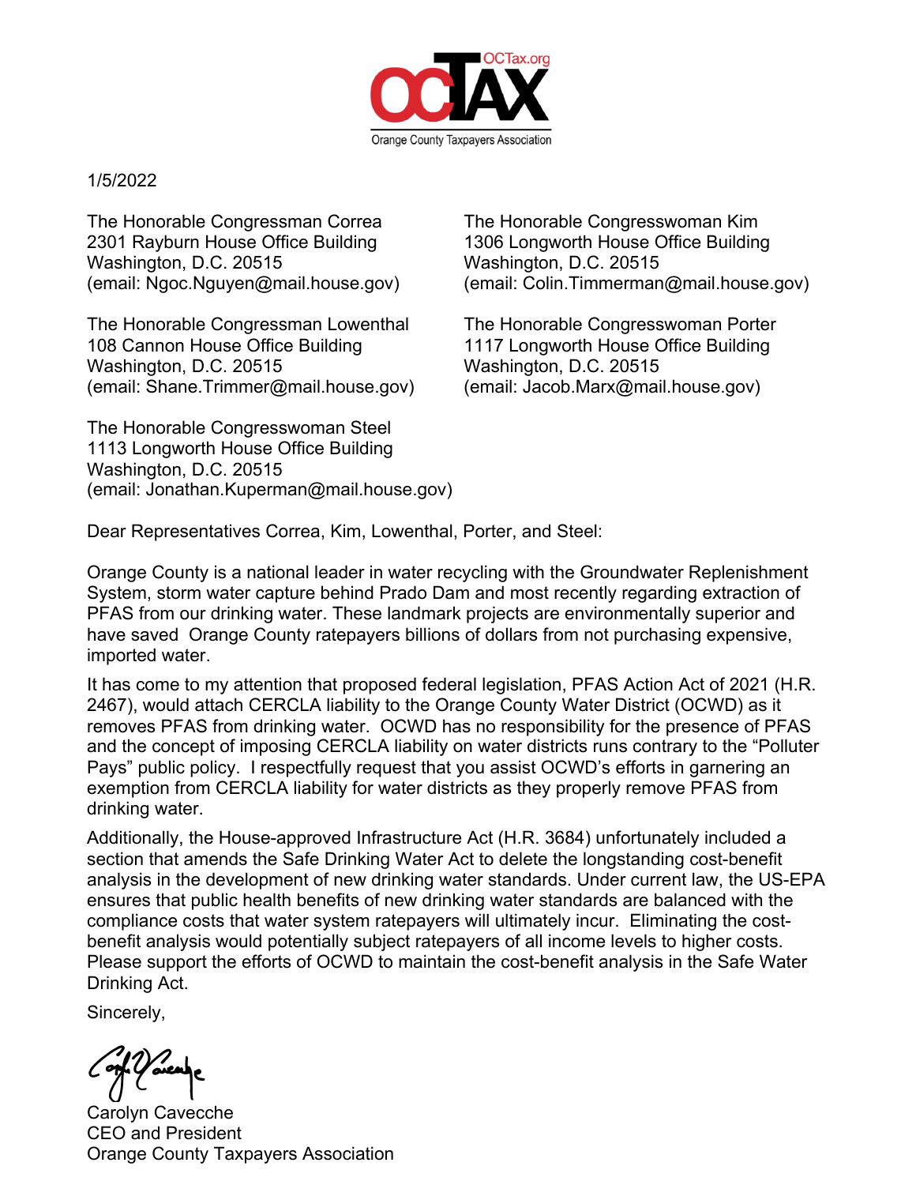OCTax.org

OCTAX

Orange County Taxpayers Association

1/5/2022

The Honorable Congressman Correa
2301 Rayburn House Office Building
Washington, D.C. 20515
(email: Ngoc.Nguyen@mail.house.gov)

The Honorable Congresswoman Kim
1306 Longworth House Office Building
Washington, D.C. 20515
(email: Colin.Timmerman@mail.house.gov)

The Honorable Congressman Lowenthal
108 Cannon House Office Building
Washington, D.C. 20515
(email: Shane.Trimmer@mail.house.gov)

The Honorable Congresswoman Porter
1117 Longworth House Office Building
Washington, D.C. 20515
(email: Jacob.Marx@mail.house.gov)

The Honorable Congresswoman Steel
1113 Longworth House Office Building
Washington, D.C. 20515
(email: Jonathan.Kuperman@mail.house.gov)

Dear Representatives Correa, Kim, Lowenthal, Porter, and Steel:

Orange County is a national leader in water recycling with the Groundwater Replenishment System, storm water capture behind Prado Dam and most recently regarding extraction of PFAS from our drinking water. These landmark projects are environmentally superior and have saved Orange County ratepayers billions of dollars from not purchasing expensive, imported water.

It has come to my attention that proposed federal legislation, PFAS Action Act of 2021 (H.R. 2467), would attach CERCLA liability to the Orange County Water District (OCWD) as it removes PFAS from drinking water. OCWD has no responsibility for the presence of PFAS and the concept of imposing CERCLA liability on water districts runs contrary to the "Polluter Pays" public policy. I respectfully request that you assist OCWD's efforts in garnering an exemption from CERCLA liability for water districts as they properly remove PFAS from drinking water.

Additionally, the House-approved Infrastructure Act (H.R. 3684) unfortunately included a section that amends the Safe Drinking Water Act to delete the longstanding cost-benefit analysis in the development of new drinking water standards. Under current law, the US-EPA ensures that public health benefits of new drinking water standards are balanced with the compliance costs that water system ratepayers will ultimately incur. Eliminating the cost-benefit analysis would potentially subject ratepayers of all income levels to higher costs. Please support the efforts of OCWD to maintain the cost-benefit analysis in the Safe Water Drinking Act.

Sincerely,

Carolyn Cavecche
CEO and President
Orange County Taxpayers Association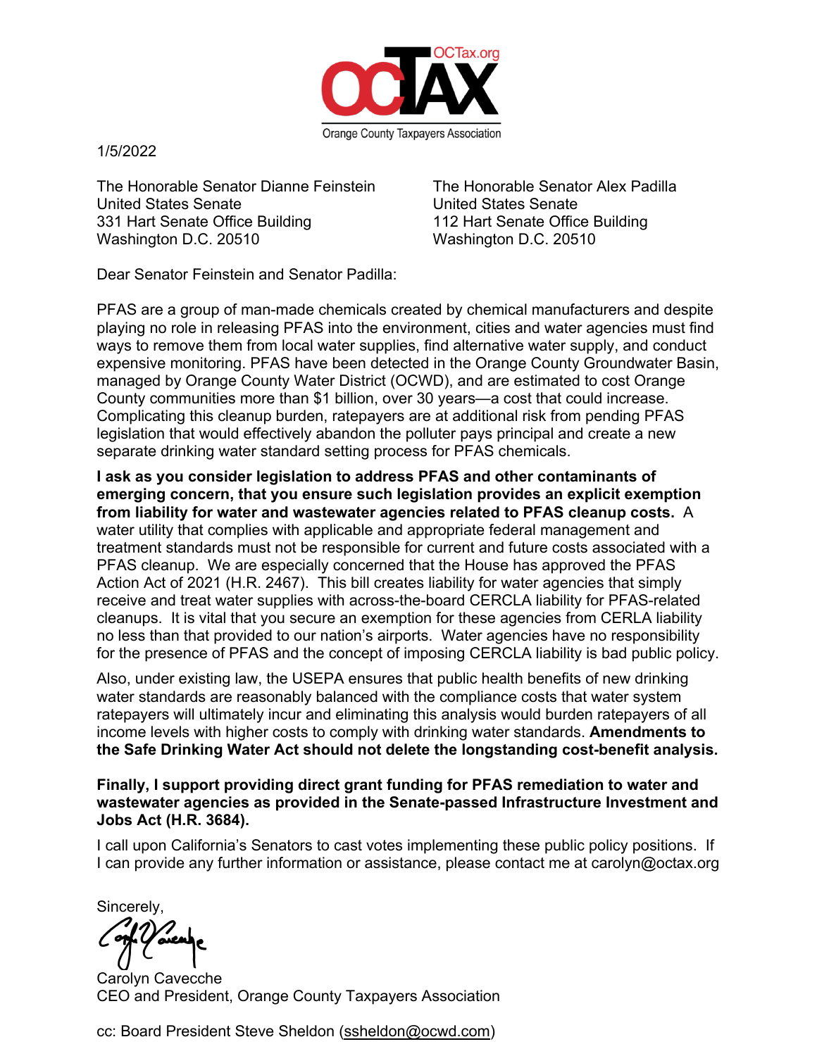OCTax.org

OCTAX

Orange County Taxpayers Association

1/5/2022

The Honorable Senator Dianne Feinstein
United States Senate
331 Hart Senate Office Building
Washington D.C. 20510

The Honorable Senator Alex Padilla
United States Senate
112 Hart Senate Office Building
Washington D.C. 20510

Dear Senator Feinstein and Senator Padilla:

PFAS are a group of man-made chemicals created by chemical manufacturers and despite playing no role in releasing PFAS into the environment, cities and water agencies must find ways to remove them from local water supplies, find alternative water supply, and conduct expensive monitoring. PFAS have been detected in the Orange County Groundwater Basin, managed by Orange County Water District (OCWD), and are estimated to cost Orange County communities more than $1 billion, over 30 years—a cost that could increase. Complicating this cleanup burden, ratepayers are at additional risk from pending PFAS legislation that would effectively abandon the polluter pays principal and create a new separate drinking water standard setting process for PFAS chemicals.

**I ask as you consider legislation to address PFAS and other contaminants of emerging concern, that you ensure such legislation provides an explicit exemption from liability for water and wastewater agencies related to PFAS cleanup costs.** A water utility that complies with applicable and appropriate federal management and treatment standards must not be responsible for current and future costs associated with a PFAS cleanup. We are especially concerned that the House has approved the PFAS Action Act of 2021 (H.R. 2467). This bill creates liability for water agencies that simply receive and treat water supplies with across-the-board CERCLA liability for PFAS-related cleanups. It is vital that you secure an exemption for these agencies from CERLA liability no less than that provided to our nation's airports. Water agencies have no responsibility for the presence of PFAS and the concept of imposing CERCLA liability is bad public policy.

Also, under existing law, the USEPA ensures that public health benefits of new drinking water standards are reasonably balanced with the compliance costs that water system ratepayers will ultimately incur and eliminating this analysis would burden ratepayers of all income levels with higher costs to comply with drinking water standards. **Amendments to the Safe Drinking Water Act should not delete the longstanding cost-benefit analysis.**

**Finally, I support providing direct grant funding for PFAS remediation to water and wastewater agencies as provided in the Senate-passed Infrastructure Investment and Jobs Act (H.R. 3684).**

I call upon California's Senators to cast votes implementing these public policy positions. If I can provide any further information or assistance, please contact me at carolyn@octax.org

Sincerely,

Carolyn Cavecche
CEO and President, Orange County Taxpayers Association

cc: Board President Steve Sheldon (ssheldon@ocwd.com)